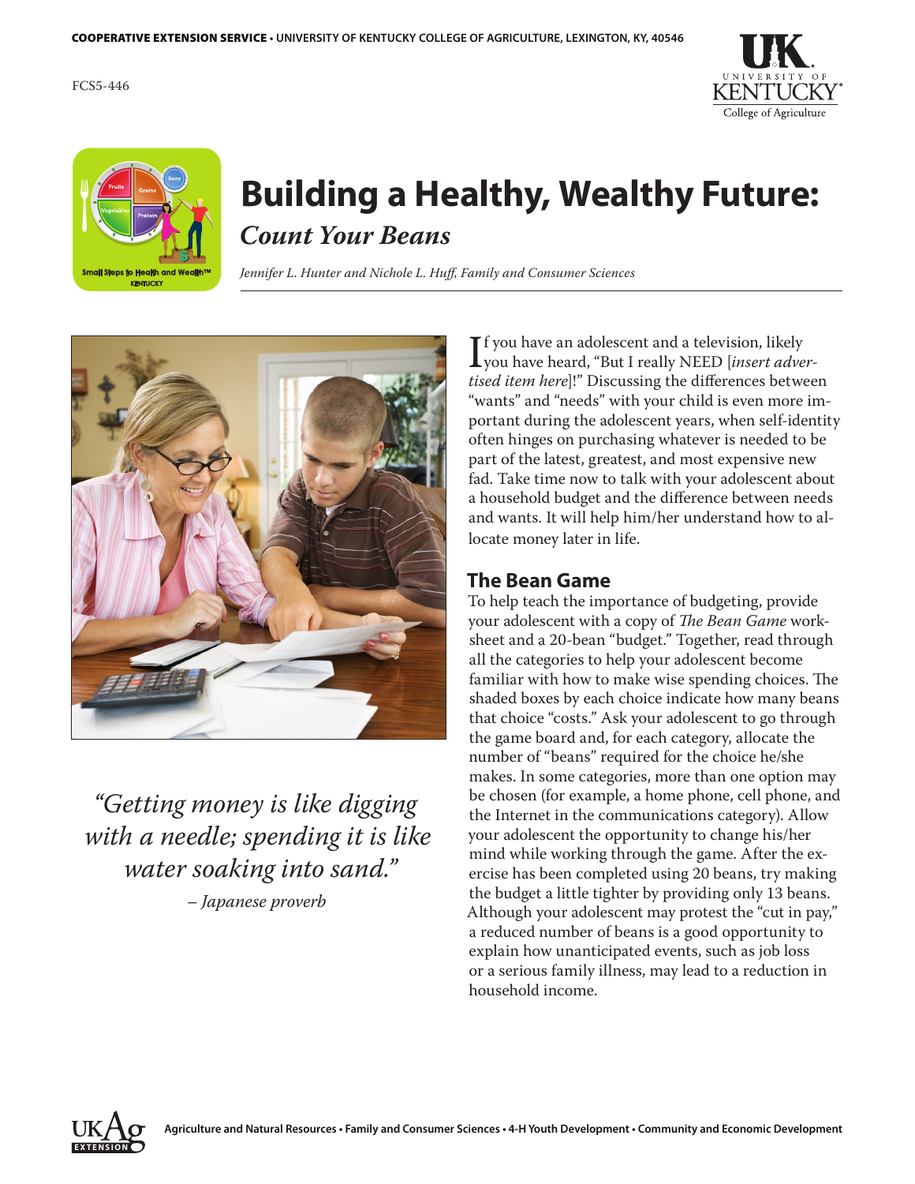COOPERATIVE EXTENSION SERVICE • UNIVERSITY OF KENTUCKY COLLEGE OF AGRICULTURE, LEXINGTON, KY, 40546

FCS5-446

# Building a Healthy, Wealthy Future:

## *Count Your Beans*

*Jennifer L. Hunter and Nichole L. Huff, Family and Consumer Sciences*

*"Getting money is like digging with a needle; spending it is like water soaking into sand."*

*– Japanese proverb*

If you have an adolescent and a television, likely you have heard, "But I really NEED [*insert advertised item here*]!" Discussing the differences between "wants" and "needs" with your child is even more important during the adolescent years, when self-identity often hinges on purchasing whatever is needed to be part of the latest, greatest, and most expensive new fad. Take time now to talk with your adolescent about a household budget and the difference between needs and wants. It will help him/her understand how to allocate money later in life.

## The Bean Game

To help teach the importance of budgeting, provide your adolescent with a copy of *The Bean Game* worksheet and a 20-bean "budget." Together, read through all the categories to help your adolescent become familiar with how to make wise spending choices. The shaded boxes by each choice indicate how many beans that choice "costs." Ask your adolescent to go through the game board and, for each category, allocate the number of "beans" required for the choice he/she makes. In some categories, more than one option may be chosen (for example, a home phone, cell phone, and the Internet in the communications category). Allow your adolescent the opportunity to change his/her mind while working through the game. After the exercise has been completed using 20 beans, try making the budget a little tighter by providing only 13 beans. Although your adolescent may protest the "cut in pay," a reduced number of beans is a good opportunity to explain how unanticipated events, such as job loss or a serious family illness, may lead to a reduction in household income.

Agriculture and Natural Resources • Family and Consumer Sciences • 4-H Youth Development • Community and Economic Development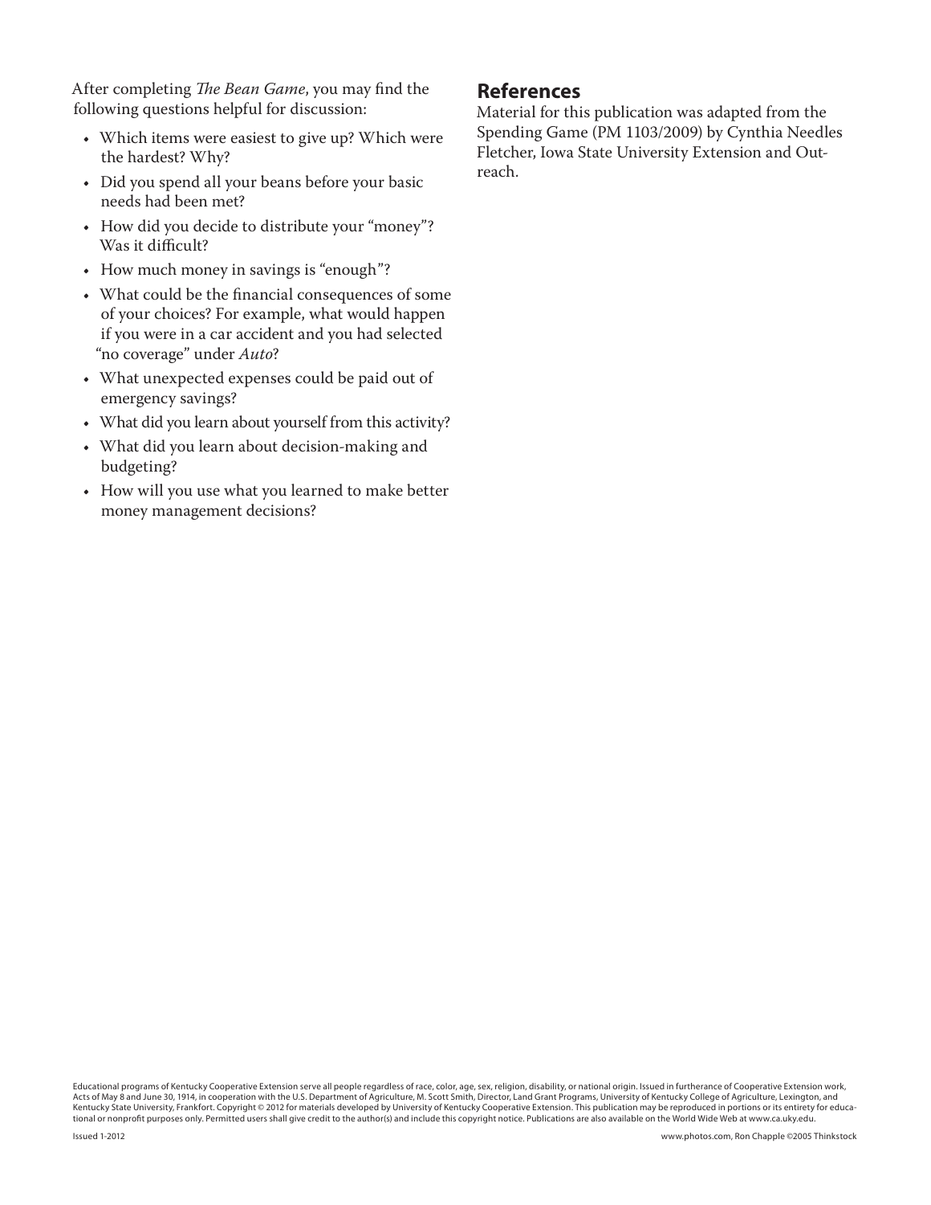After completing *The Bean Game*, you may find the following questions helpful for discussion:

- Which items were easiest to give up? Which were the hardest? Why?
- Did you spend all your beans before your basic needs had been met?
- How did you decide to distribute your "money"? Was it difficult?
- How much money in savings is "enough"?
- What could be the financial consequences of some of your choices? For example, what would happen if you were in a car accident and you had selected "no coverage" under *Auto*?
- What unexpected expenses could be paid out of emergency savings?
- What did you learn about yourself from this activity?
- What did you learn about decision-making and budgeting?
- How will you use what you learned to make better money management decisions?

## References

Material for this publication was adapted from the Spending Game (PM 1103/2009) by Cynthia Needles Fletcher, Iowa State University Extension and Outreach.

Educational programs of Kentucky Cooperative Extension serve all people regardless of race, color, age, sex, religion, disability, or national origin. Issued in furtherance of Cooperative Extension work, Acts of May 8 and June 30, 1914, in cooperation with the U.S. Department of Agriculture, M. Scott Smith, Director, Land Grant Programs, University of Kentucky College of Agriculture, Lexington, and Kentucky State University, Frankfort. Copyright © 2012 for materials developed by University of Kentucky Cooperative Extension. This publication may be reproduced in portions or its entirety for educational or nonprofit purposes only. Permitted users shall give credit to the author(s) and include this copyright notice. Publications are also available on the World Wide Web at www.ca.uky.edu.

Issued 1-2012

www.photos.com, Ron Chapple ©2005 Thinkstock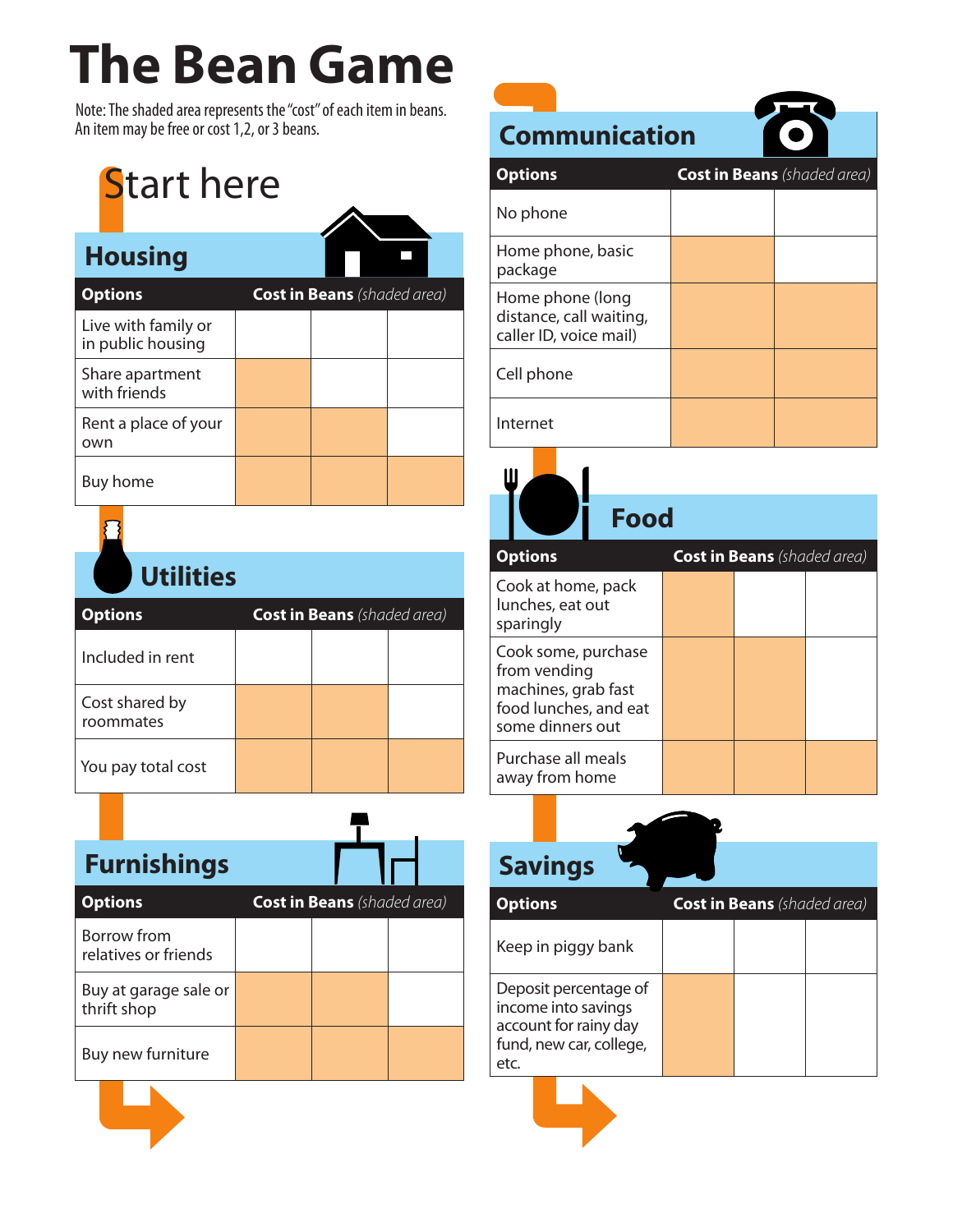# The Bean Game

Note: The shaded area represents the "cost" of each item in beans. An item may be free or cost 1,2, or 3 beans.

Start here

## Housing

| Options | Cost in Beans *(shaded area)* |
|---|---|
| Live with family or in public housing | 0 |
| Share apartment with friends | 1 |
| Rent a place of your own | 2 |
| Buy home | 3 |

## Utilities

| Options | Cost in Beans *(shaded area)* |
|---|---|
| Included in rent | 0 |
| Cost shared by roommates | 2 |
| You pay total cost | 3 |

## Furnishings

| Options | Cost in Beans *(shaded area)* |
|---|---|
| Borrow from relatives or friends | 0 |
| Buy at garage sale or thrift shop | 2 |
| Buy new furniture | 3 |

## Communication

| Options | Cost in Beans *(shaded area)* |
|---|---|
| No phone | 0 |
| Home phone, basic package | 1 |
| Home phone (long distance, call waiting, caller ID, voice mail) | 2 |
| Cell phone | 2 |
| Internet | 2 |

## Food

| Options | Cost in Beans *(shaded area)* |
|---|---|
| Cook at home, pack lunches, eat out sparingly | 1 |
| Cook some, purchase from vending machines, grab fast food lunches, and eat some dinners out | 2 |
| Purchase all meals away from home | 3 |

## Savings

| Options | Cost in Beans *(shaded area)* |
|---|---|
| Keep in piggy bank | 0 |
| Deposit percentage of income into savings account for rainy day fund, new car, college, etc. | 1 |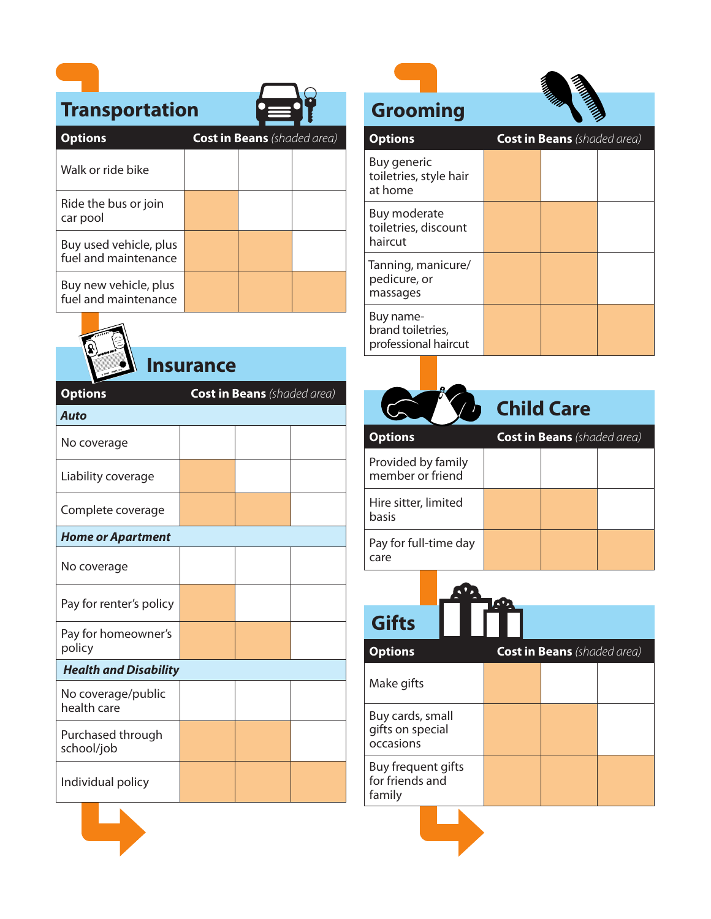## Transportation

| Options | Cost in Beans *(shaded area)* | | |
|---|---|---|---|
| Walk or ride bike | | | |
| Ride the bus or join car pool | ■ | | |
| Buy used vehicle, plus fuel and maintenance | ■ | ■ | |
| Buy new vehicle, plus fuel and maintenance | ■ | ■ | ■ |

## Insurance

| Options | Cost in Beans *(shaded area)* | | |
|---|---|---|---|
| ***Auto*** | | | |
| No coverage | | | |
| Liability coverage | ■ | | |
| Complete coverage | ■ | ■ | |
| ***Home or Apartment*** | | | |
| No coverage | | | |
| Pay for renter's policy | ■ | | |
| Pay for homeowner's policy | ■ | ■ | |
| ***Health and Disability*** | | | |
| No coverage/public health care | | | |
| Purchased through school/job | ■ | ■ | |
| Individual policy | ■ | ■ | ■ |

## Grooming

| Options | Cost in Beans *(shaded area)* | | |
|---|---|---|---|
| Buy generic toiletries, style hair at home | ■ | | |
| Buy moderate toiletries, discount haircut | ■ | ■ | |
| Tanning, manicure/ pedicure, or massages | ■ | ■ | |
| Buy name-brand toiletries, professional haircut | ■ | ■ | ■ |

## Child Care

| Options | Cost in Beans *(shaded area)* | | |
|---|---|---|---|
| Provided by family member or friend | | | |
| Hire sitter, limited basis | ■ | ■ | |
| Pay for full-time day care | ■ | ■ | ■ |

## Gifts

| Options | Cost in Beans *(shaded area)* | | |
|---|---|---|---|
| Make gifts | ■ | | |
| Buy cards, small gifts on special occasions | ■ | ■ | |
| Buy frequent gifts for friends and family | ■ | ■ | ■ |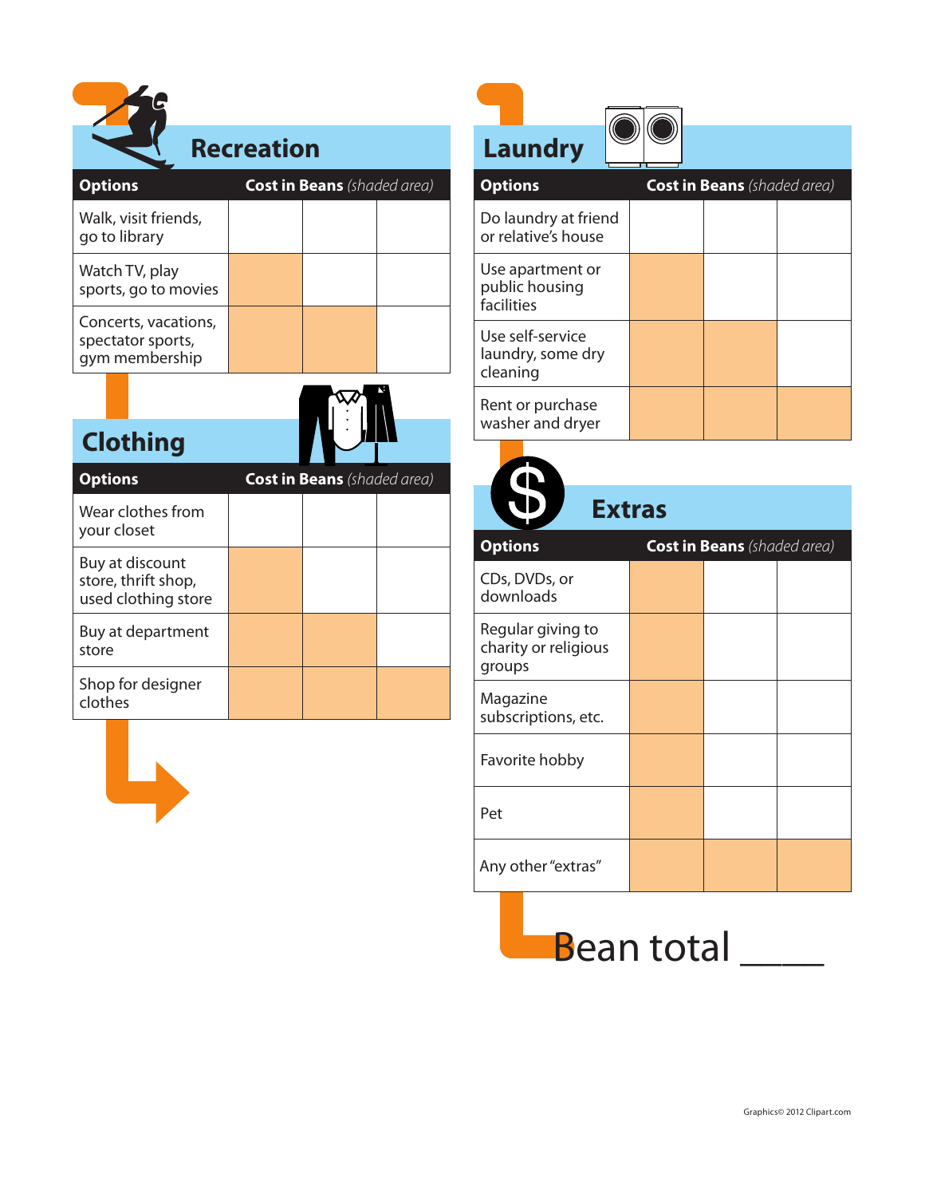## Recreation

| Options | Cost in Beans *(shaded area)* | | |
|---|---|---|---|
| Walk, visit friends, go to library | | | |
| Watch TV, play sports, go to movies | | | |
| Concerts, vacations, spectator sports, gym membership | | | |

## Clothing

| Options | Cost in Beans *(shaded area)* | | |
|---|---|---|---|
| Wear clothes from your closet | | | |
| Buy at discount store, thrift shop, used clothing store | | | |
| Buy at department store | | | |
| Shop for designer clothes | | | |

## Laundry

| Options | Cost in Beans *(shaded area)* | | |
|---|---|---|---|
| Do laundry at friend or relative's house | | | |
| Use apartment or public housing facilities | | | |
| Use self-service laundry, some dry cleaning | | | |
| Rent or purchase washer and dryer | | | |

## Extras

| Options | Cost in Beans *(shaded area)* | | |
|---|---|---|---|
| CDs, DVDs, or downloads | | | |
| Regular giving to charity or religious groups | | | |
| Magazine subscriptions, etc. | | | |
| Favorite hobby | | | |
| Pet | | | |
| Any other "extras" | | | |

Bean total ____

Graphics© 2012 Clipart.com